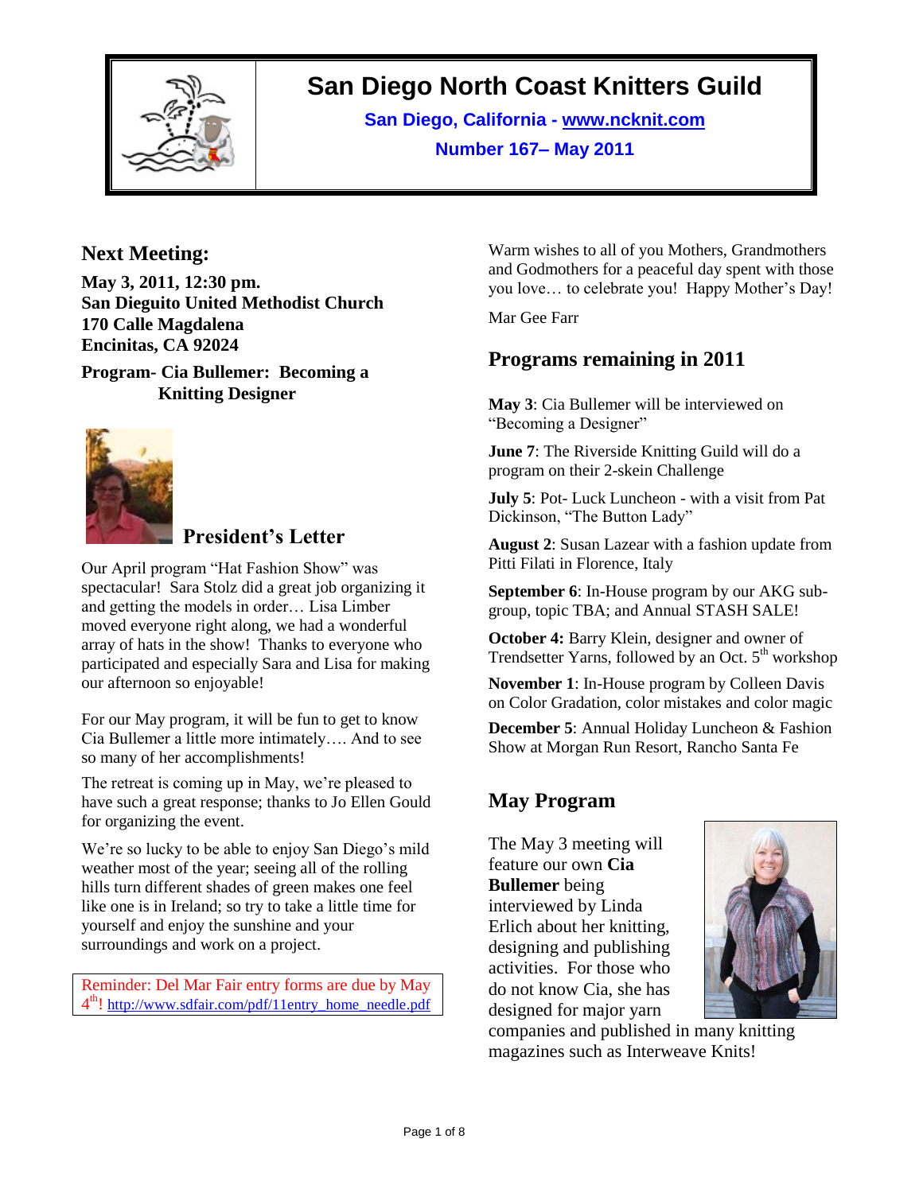# San Diego North Coast Knitters Guild

**San Diego, California - www.ncknit.com**

**Number 167– May 2011**

## Next Meeting:

**May 3, 2011, 12:30 pm.**
**San Dieguito United Methodist Church**
**170 Calle Magdalena**
**Encinitas, CA 92024**

**Program- Cia Bullemer: Becoming a Knitting Designer**

## President's Letter

Our April program "Hat Fashion Show" was spectacular! Sara Stolz did a great job organizing it and getting the models in order… Lisa Limber moved everyone right along, we had a wonderful array of hats in the show! Thanks to everyone who participated and especially Sara and Lisa for making our afternoon so enjoyable!

For our May program, it will be fun to get to know Cia Bullemer a little more intimately…. And to see so many of her accomplishments!

The retreat is coming up in May, we're pleased to have such a great response; thanks to Jo Ellen Gould for organizing the event.

We're so lucky to be able to enjoy San Diego's mild weather most of the year; seeing all of the rolling hills turn different shades of green makes one feel like one is in Ireland; so try to take a little time for yourself and enjoy the sunshine and your surroundings and work on a project.

Reminder: Del Mar Fair entry forms are due by May 4th! http://www.sdfair.com/pdf/11entry_home_needle.pdf

Warm wishes to all of you Mothers, Grandmothers and Godmothers for a peaceful day spent with those you love… to celebrate you! Happy Mother's Day!

Mar Gee Farr

## Programs remaining in 2011

**May 3**: Cia Bullemer will be interviewed on "Becoming a Designer"

**June 7**: The Riverside Knitting Guild will do a program on their 2-skein Challenge

**July 5**: Pot- Luck Luncheon - with a visit from Pat Dickinson, "The Button Lady"

**August 2**: Susan Lazear with a fashion update from Pitti Filati in Florence, Italy

**September 6**: In-House program by our AKG sub-group, topic TBA; and Annual STASH SALE!

**October 4:** Barry Klein, designer and owner of Trendsetter Yarns, followed by an Oct. 5th workshop

**November 1**: In-House program by Colleen Davis on Color Gradation, color mistakes and color magic

**December 5**: Annual Holiday Luncheon & Fashion Show at Morgan Run Resort, Rancho Santa Fe

## May Program

The May 3 meeting will feature our own **Cia Bullemer** being interviewed by Linda Erlich about her knitting, designing and publishing activities. For those who do not know Cia, she has designed for major yarn companies and published in many knitting magazines such as Interweave Knits!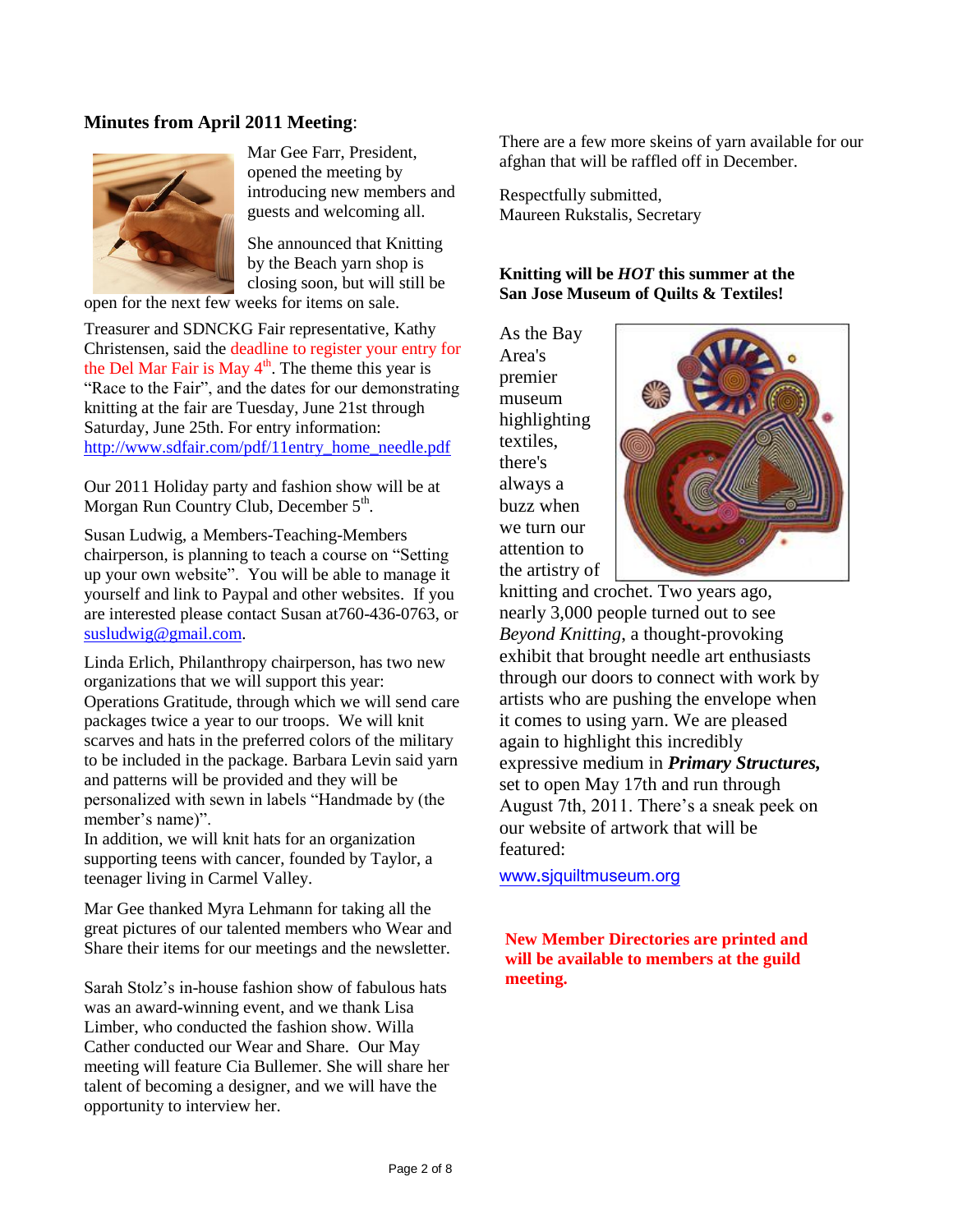## Minutes from April 2011 Meeting:

Mar Gee Farr, President, opened the meeting by introducing new members and guests and welcoming all.

She announced that Knitting by the Beach yarn shop is closing soon, but will still be open for the next few weeks for items on sale.

Treasurer and SDNCKG Fair representative, Kathy Christensen, said the deadline to register your entry for the Del Mar Fair is May 4th. The theme this year is "Race to the Fair", and the dates for our demonstrating knitting at the fair are Tuesday, June 21st through Saturday, June 25th. For entry information: http://www.sdfair.com/pdf/11entry_home_needle.pdf

Our 2011 Holiday party and fashion show will be at Morgan Run Country Club, December 5th.

Susan Ludwig, a Members-Teaching-Members chairperson, is planning to teach a course on "Setting up your own website". You will be able to manage it yourself and link to Paypal and other websites. If you are interested please contact Susan at760-436-0763, or susludwig@gmail.com.

Linda Erlich, Philanthropy chairperson, has two new organizations that we will support this year: Operations Gratitude, through which we will send care packages twice a year to our troops. We will knit scarves and hats in the preferred colors of the military to be included in the package. Barbara Levin said yarn and patterns will be provided and they will be personalized with sewn in labels "Handmade by (the member's name)".
In addition, we will knit hats for an organization supporting teens with cancer, founded by Taylor, a teenager living in Carmel Valley.

Mar Gee thanked Myra Lehmann for taking all the great pictures of our talented members who Wear and Share their items for our meetings and the newsletter.

Sarah Stolz's in-house fashion show of fabulous hats was an award-winning event, and we thank Lisa Limber, who conducted the fashion show. Willa Cather conducted our Wear and Share. Our May meeting will feature Cia Bullemer. She will share her talent of becoming a designer, and we will have the opportunity to interview her.

There are a few more skeins of yarn available for our afghan that will be raffled off in December.

Respectfully submitted,
Maureen Rukstalis, Secretary

**Knitting will be *HOT* this summer at the San Jose Museum of Quilts & Textiles!**

As the Bay Area's premier museum highlighting textiles, there's always a buzz when we turn our attention to the artistry of knitting and crochet. Two years ago, nearly 3,000 people turned out to see *Beyond Knitting*, a thought-provoking exhibit that brought needle art enthusiasts through our doors to connect with work by artists who are pushing the envelope when it comes to using yarn. We are pleased again to highlight this incredibly expressive medium in ***Primary Structures,*** set to open May 17th and run through August 7th, 2011. There's a sneak peek on our website of artwork that will be featured:

www.sjquiltmuseum.org

**New Member Directories are printed and will be available to members at the guild meeting.**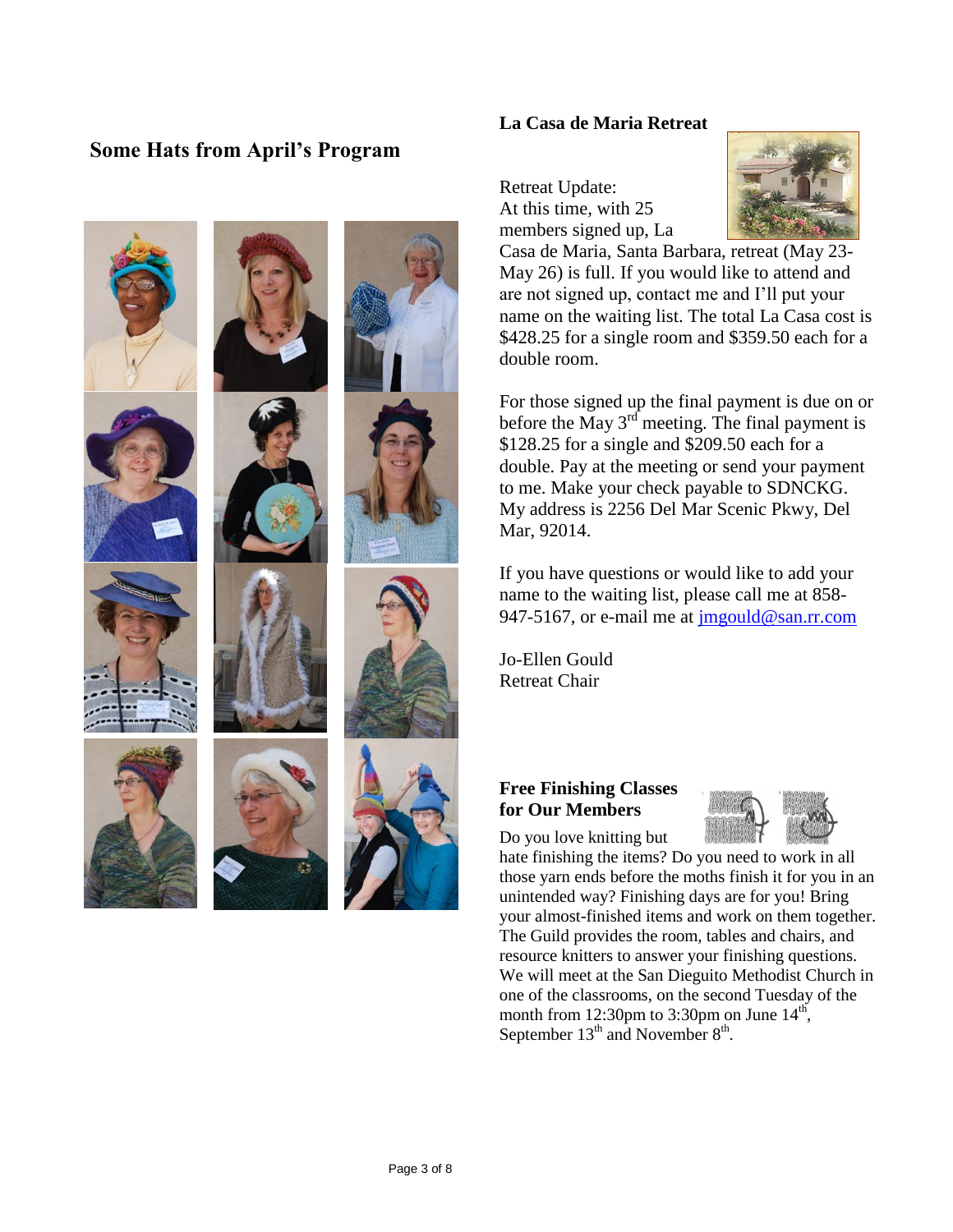## Some Hats from April's Program

## La Casa de Maria Retreat

Retreat Update:
At this time, with 25 members signed up, La Casa de Maria, Santa Barbara, retreat (May 23-May 26) is full. If you would like to attend and are not signed up, contact me and I'll put your name on the waiting list. The total La Casa cost is $428.25 for a single room and $359.50 each for a double room.

For those signed up the final payment is due on or before the May 3rd meeting. The final payment is $128.25 for a single and $209.50 each for a double. Pay at the meeting or send your payment to me. Make your check payable to SDNCKG. My address is 2256 Del Mar Scenic Pkwy, Del Mar, 92014.

If you have questions or would like to add your name to the waiting list, please call me at 858-947-5167, or e-mail me at jmgould@san.rr.com

Jo-Ellen Gould
Retreat Chair

## Free Finishing Classes for Our Members

Do you love knitting but hate finishing the items? Do you need to work in all those yarn ends before the moths finish it for you in an unintended way? Finishing days are for you! Bring your almost-finished items and work on them together. The Guild provides the room, tables and chairs, and resource knitters to answer your finishing questions. We will meet at the San Dieguito Methodist Church in one of the classrooms, on the second Tuesday of the month from 12:30pm to 3:30pm on June 14th, September 13th and November 8th.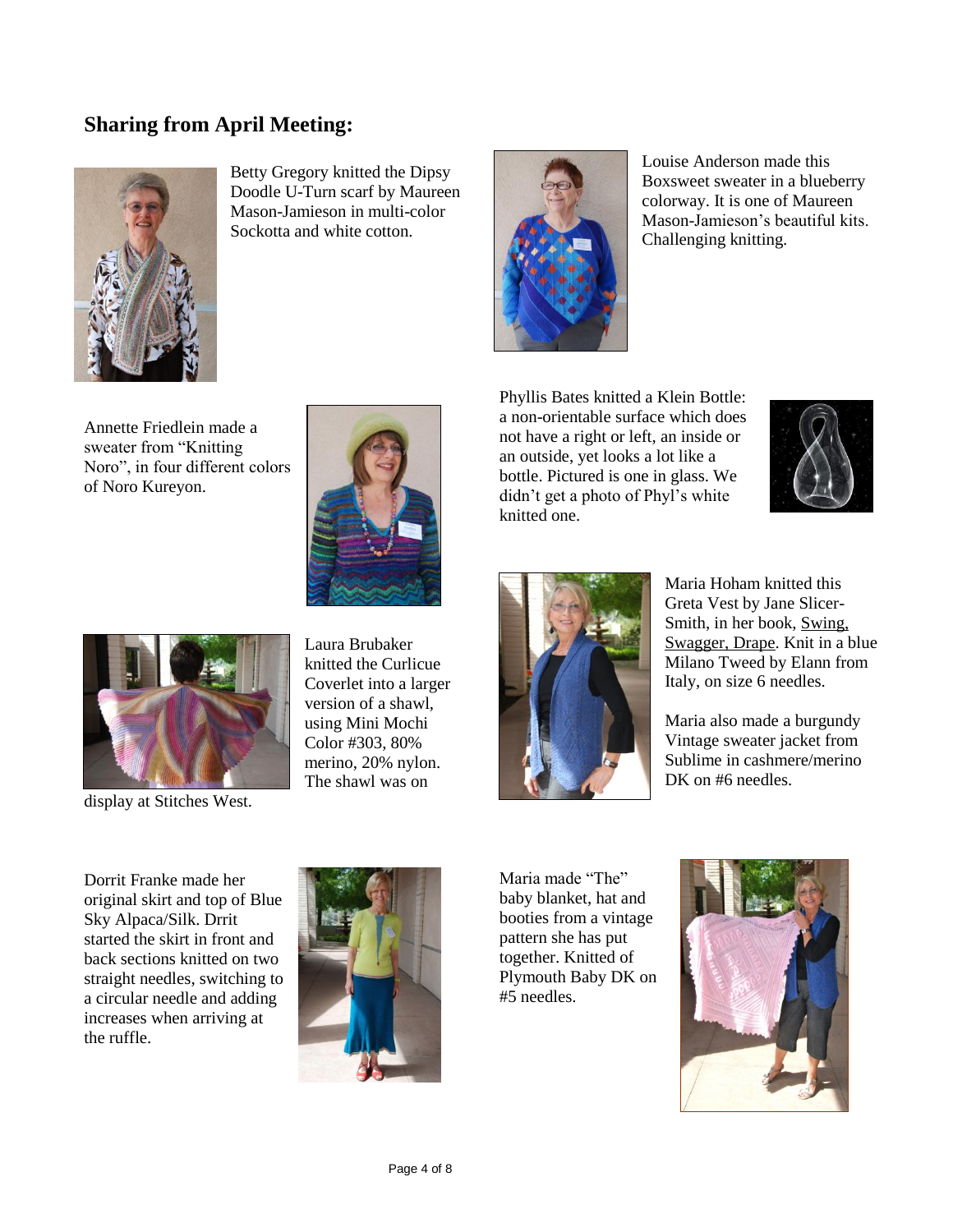## Sharing from April Meeting:

Betty Gregory knitted the Dipsy Doodle U-Turn scarf by Maureen Mason-Jamieson in multi-color Sockotta and white cotton.

Louise Anderson made this Boxsweet sweater in a blueberry colorway. It is one of Maureen Mason-Jamieson's beautiful kits. Challenging knitting.

Annette Friedlein made a sweater from "Knitting Noro", in four different colors of Noro Kureyon.

Phyllis Bates knitted a Klein Bottle: a non-orientable surface which does not have a right or left, an inside or an outside, yet looks a lot like a bottle. Pictured is one in glass. We didn't get a photo of Phyl's white knitted one.

Laura Brubaker knitted the Curlicue Coverlet into a larger version of a shawl, using Mini Mochi Color #303, 80% merino, 20% nylon. The shawl was on display at Stitches West.

Maria Hoham knitted this Greta Vest by Jane Slicer-Smith, in her book, Swing, Swagger, Drape. Knit in a blue Milano Tweed by Elann from Italy, on size 6 needles.

Maria also made a burgundy Vintage sweater jacket from Sublime in cashmere/merino DK on #6 needles.

Dorrit Franke made her original skirt and top of Blue Sky Alpaca/Silk. Drrit started the skirt in front and back sections knitted on two straight needles, switching to a circular needle and adding increases when arriving at the ruffle.

Maria made "The" baby blanket, hat and booties from a vintage pattern she has put together. Knitted of Plymouth Baby DK on #5 needles.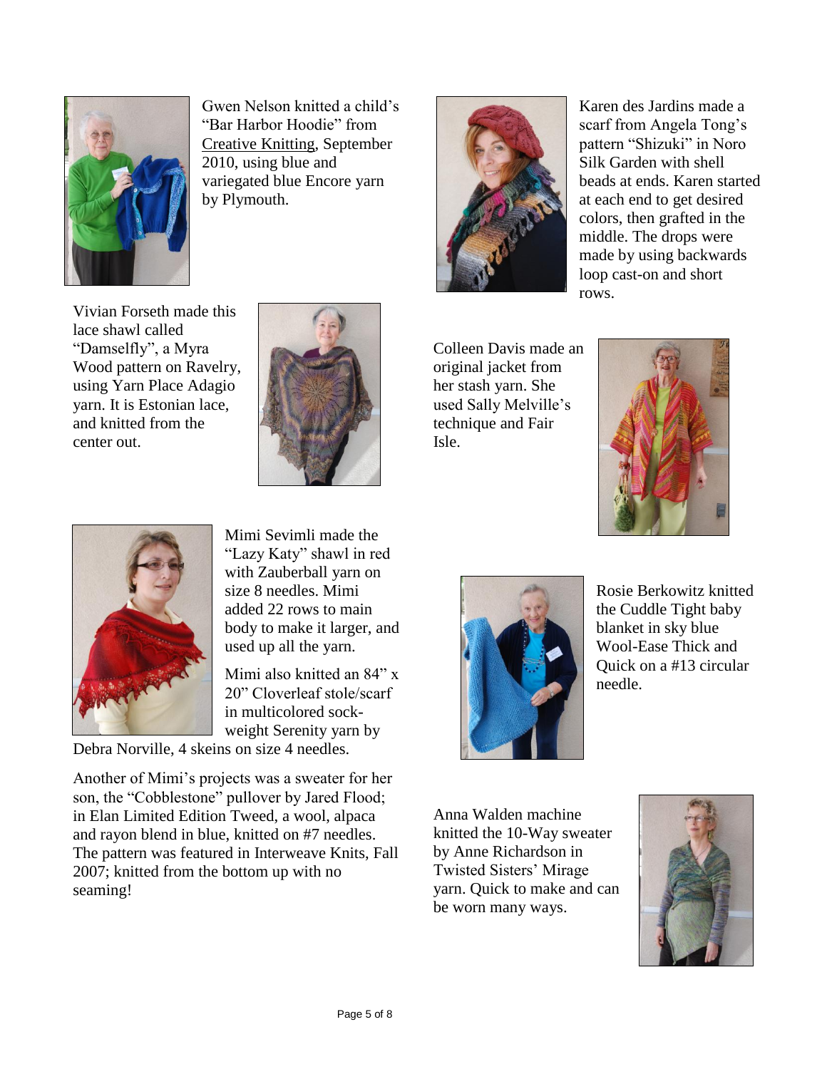Gwen Nelson knitted a child's "Bar Harbor Hoodie" from Creative Knitting, September 2010, using blue and variegated blue Encore yarn by Plymouth.

Vivian Forseth made this lace shawl called "Damselfly", a Myra Wood pattern on Ravelry, using Yarn Place Adagio yarn. It is Estonian lace, and knitted from the center out.

Mimi Sevimli made the "Lazy Katy" shawl in red with Zauberball yarn on size 8 needles. Mimi added 22 rows to main body to make it larger, and used up all the yarn.

Mimi also knitted an 84" x 20" Cloverleaf stole/scarf in multicolored sock-weight Serenity yarn by Debra Norville, 4 skeins on size 4 needles.

Another of Mimi's projects was a sweater for her son, the "Cobblestone" pullover by Jared Flood; in Elan Limited Edition Tweed, a wool, alpaca and rayon blend in blue, knitted on #7 needles. The pattern was featured in Interweave Knits, Fall 2007; knitted from the bottom up with no seaming!

Karen des Jardins made a scarf from Angela Tong's pattern "Shizuki" in Noro Silk Garden with shell beads at ends. Karen started at each end to get desired colors, then grafted in the middle. The drops were made by using backwards loop cast-on and short rows.

Colleen Davis made an original jacket from her stash yarn. She used Sally Melville's technique and Fair Isle.

Rosie Berkowitz knitted the Cuddle Tight baby blanket in sky blue Wool-Ease Thick and Quick on a #13 circular needle.

Anna Walden machine knitted the 10-Way sweater by Anne Richardson in Twisted Sisters' Mirage yarn. Quick to make and can be worn many ways.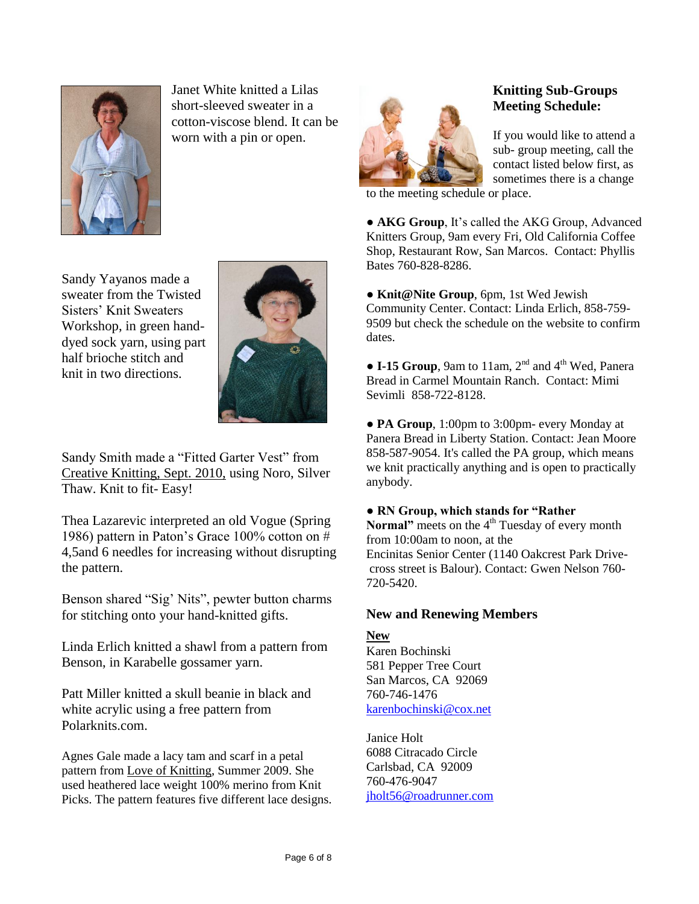Janet White knitted a Lilas short-sleeved sweater in a cotton-viscose blend. It can be worn with a pin or open.

Sandy Yayanos made a sweater from the Twisted Sisters' Knit Sweaters Workshop, in green hand-dyed sock yarn, using part half brioche stitch and knit in two directions.

Sandy Smith made a "Fitted Garter Vest" from Creative Knitting, Sept. 2010, using Noro, Silver Thaw. Knit to fit- Easy!

Thea Lazarevic interpreted an old Vogue (Spring 1986) pattern in Paton's Grace 100% cotton on # 4,5and 6 needles for increasing without disrupting the pattern.

Benson shared "Sig' Nits", pewter button charms for stitching onto your hand-knitted gifts.

Linda Erlich knitted a shawl from a pattern from Benson, in Karabelle gossamer yarn.

Patt Miller knitted a skull beanie in black and white acrylic using a free pattern from Polarknits.com.

Agnes Gale made a lacy tam and scarf in a petal pattern from Love of Knitting, Summer 2009. She used heathered lace weight 100% merino from Knit Picks. The pattern features five different lace designs.

## Knitting Sub-Groups Meeting Schedule:

If you would like to attend a sub- group meeting, call the contact listed below first, as sometimes there is a change to the meeting schedule or place.

- **AKG Group**, It's called the AKG Group, Advanced Knitters Group, 9am every Fri, Old California Coffee Shop, Restaurant Row, San Marcos. Contact: Phyllis Bates 760-828-8286.

- **Knit@Nite Group**, 6pm, 1st Wed Jewish Community Center. Contact: Linda Erlich, 858-759-9509 but check the schedule on the website to confirm dates.

- **I-15 Group**, 9am to 11am, 2nd and 4th Wed, Panera Bread in Carmel Mountain Ranch. Contact: Mimi Sevimli 858-722-8128.

- **PA Group**, 1:00pm to 3:00pm- every Monday at Panera Bread in Liberty Station. Contact: Jean Moore 858-587-9054. It's called the PA group, which means we knit practically anything and is open to practically anybody.

- **RN Group, which stands for "Rather Normal"** meets on the 4th Tuesday of every month from 10:00am to noon, at the Encinitas Senior Center (1140 Oakcrest Park Drive- cross street is Balour). Contact: Gwen Nelson 760-720-5420.

## New and Renewing Members

**New**

Karen Bochinski
581 Pepper Tree Court
San Marcos, CA 92069
760-746-1476
karenbochinski@cox.net

Janice Holt
6088 Citracado Circle
Carlsbad, CA 92009
760-476-9047
jholt56@roadrunner.com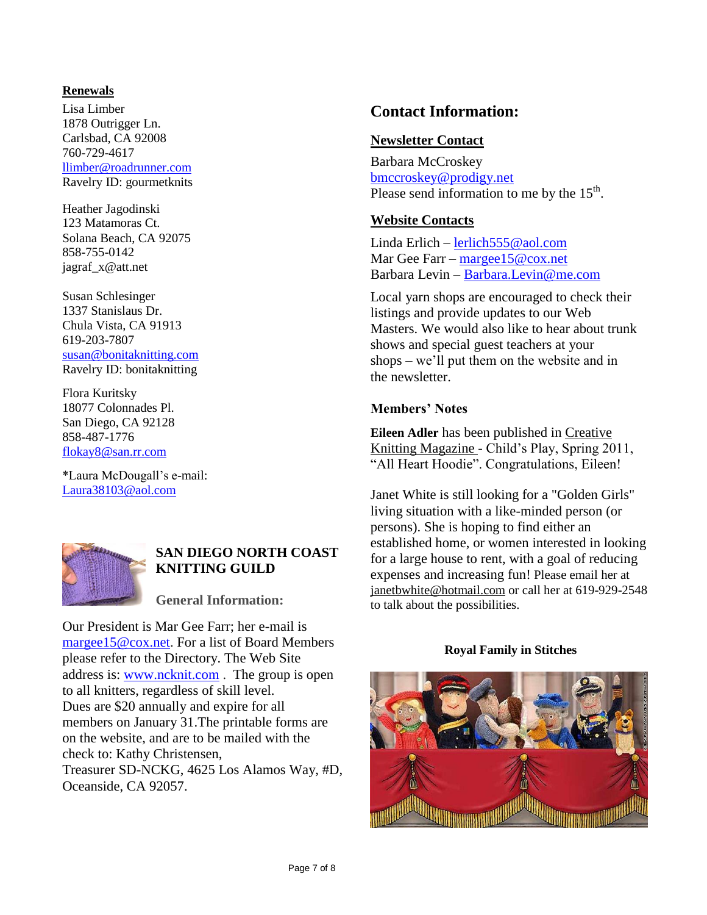**Renewals**

Lisa Limber
1878 Outrigger Ln.
Carlsbad, CA 92008
760-729-4617
llimber@roadrunner.com
Ravelry ID: gourmetknits

Heather Jagodinski
123 Matamoras Ct.
Solana Beach, CA 92075
858-755-0142
jagraf_x@att.net

Susan Schlesinger
1337 Stanislaus Dr.
Chula Vista, CA 91913
619-203-7807
susan@bonitaknitting.com
Ravelry ID: bonitaknitting

Flora Kuritsky
18077 Colonnades Pl.
San Diego, CA 92128
858-487-1776
flokay8@san.rr.com

*Laura McDougall's e-mail:
Laura38103@aol.com

## SAN DIEGO NORTH COAST KNITTING GUILD

### General Information:

Our President is Mar Gee Farr; her e-mail is margee15@cox.net. For a list of Board Members please refer to the Directory. The Web Site address is: www.ncknit.com . The group is open to all knitters, regardless of skill level.
Dues are $20 annually and expire for all members on January 31.The printable forms are on the website, and are to be mailed with the check to: Kathy Christensen,
Treasurer SD-NCKG, 4625 Los Alamos Way, #D, Oceanside, CA 92057.

## Contact Information:

**Newsletter Contact**

Barbara McCroskey
bmccroskey@prodigy.net
Please send information to me by the 15th.

**Website Contacts**

Linda Erlich – lerlich555@aol.com
Mar Gee Farr – margee15@cox.net
Barbara Levin – Barbara.Levin@me.com

Local yarn shops are encouraged to check their listings and provide updates to our Web Masters. We would also like to hear about trunk shows and special guest teachers at your shops – we'll put them on the website and in the newsletter.

### Members' Notes

**Eileen Adler** has been published in Creative Knitting Magazine - Child's Play, Spring 2011, "All Heart Hoodie". Congratulations, Eileen!

Janet White is still looking for a "Golden Girls" living situation with a like-minded person (or persons). She is hoping to find either an established home, or women interested in looking for a large house to rent, with a goal of reducing expenses and increasing fun! Please email her at janetbwhite@hotmail.com or call her at 619-929-2548 to talk about the possibilities.

**Royal Family in Stitches**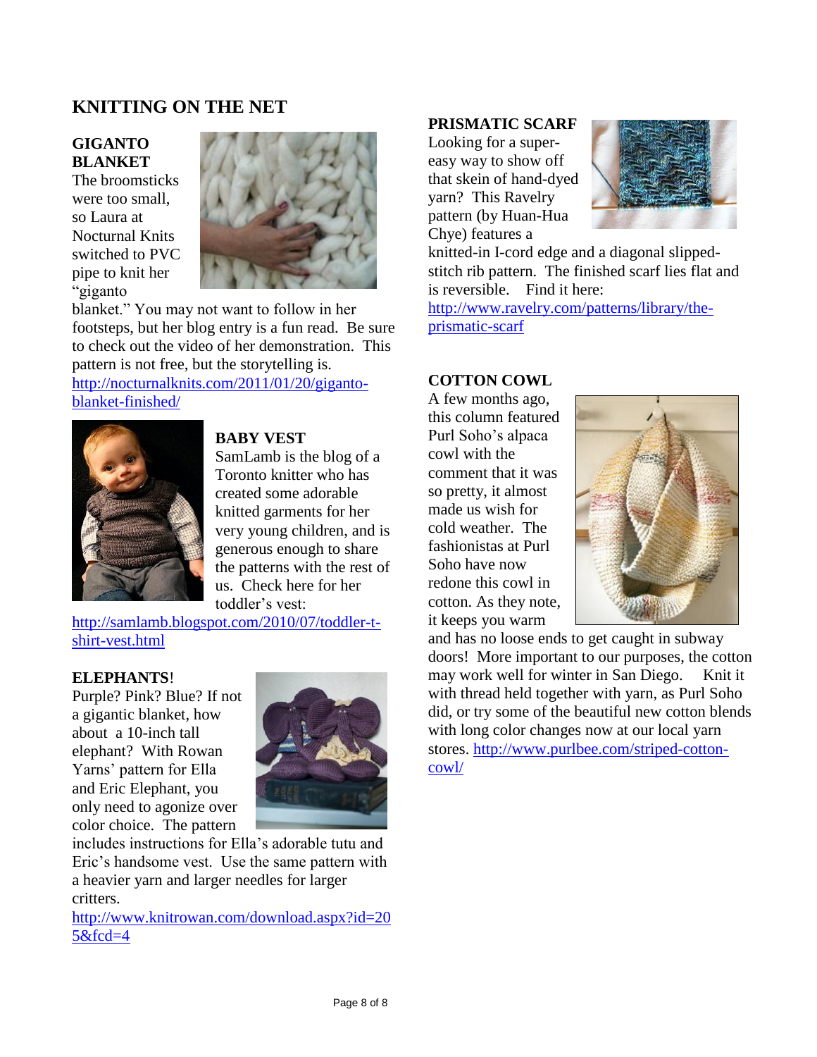## KNITTING ON THE NET

### GIGANTO BLANKET

The broomsticks were too small, so Laura at Nocturnal Knits switched to PVC pipe to knit her "giganto blanket." You may not want to follow in her footsteps, but her blog entry is a fun read. Be sure to check out the video of her demonstration. This pattern is not free, but the storytelling is. http://nocturnalknits.com/2011/01/20/giganto-blanket-finished/

### BABY VEST

SamLamb is the blog of a Toronto knitter who has created some adorable knitted garments for her very young children, and is generous enough to share the patterns with the rest of us. Check here for her toddler's vest: http://samlamb.blogspot.com/2010/07/toddler-t-shirt-vest.html

### ELEPHANTS!

Purple? Pink? Blue? If not a gigantic blanket, how about a 10-inch tall elephant? With Rowan Yarns' pattern for Ella and Eric Elephant, you only need to agonize over color choice. The pattern includes instructions for Ella's adorable tutu and Eric's handsome vest. Use the same pattern with a heavier yarn and larger needles for larger critters.

http://www.knitrowan.com/download.aspx?id=205&fcd=4

### PRISMATIC SCARF

Looking for a super-easy way to show off that skein of hand-dyed yarn? This Ravelry pattern (by Huan-Hua Chye) features a knitted-in I-cord edge and a diagonal slipped-stitch rib pattern. The finished scarf lies flat and is reversible. Find it here: http://www.ravelry.com/patterns/library/the-prismatic-scarf

### COTTON COWL

A few months ago, this column featured Purl Soho's alpaca cowl with the comment that it was so pretty, it almost made us wish for cold weather. The fashionistas at Purl Soho have now redone this cowl in cotton. As they note, it keeps you warm and has no loose ends to get caught in subway doors! More important to our purposes, the cotton may work well for winter in San Diego. Knit it with thread held together with yarn, as Purl Soho did, or try some of the beautiful new cotton blends with long color changes now at our local yarn stores. http://www.purlbee.com/striped-cotton-cowl/